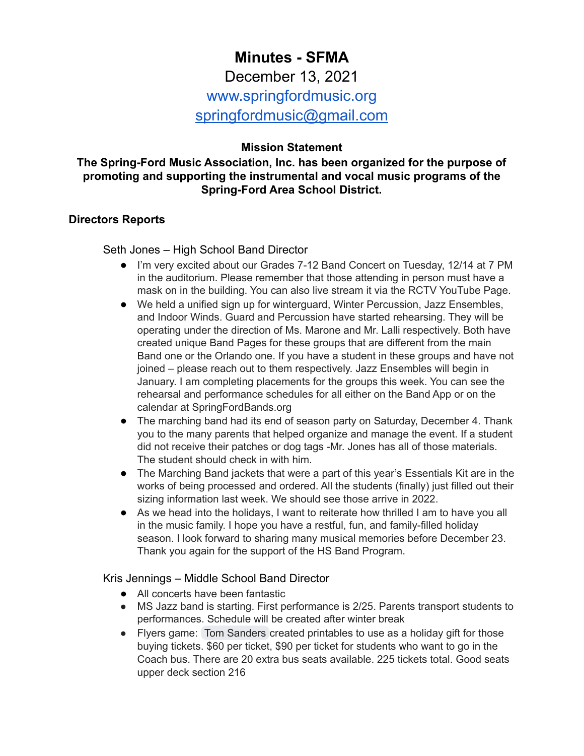# Minutes - SFMA

December 13, 2021

www.springfordmusic.org

springfordmusic@gmail.com

**Mission Statement**

**The Spring-Ford Music Association, Inc. has been organized for the purpose of promoting and supporting the instrumental and vocal music programs of the Spring-Ford Area School District.**

## Directors Reports

### Seth Jones – High School Band Director

- I'm very excited about our Grades 7-12 Band Concert on Tuesday, 12/14 at 7 PM in the auditorium. Please remember that those attending in person must have a mask on in the building. You can also live stream it via the RCTV YouTube Page.
- We held a unified sign up for winterguard, Winter Percussion, Jazz Ensembles, and Indoor Winds. Guard and Percussion have started rehearsing. They will be operating under the direction of Ms. Marone and Mr. Lalli respectively. Both have created unique Band Pages for these groups that are different from the main Band one or the Orlando one. If you have a student in these groups and have not joined – please reach out to them respectively. Jazz Ensembles will begin in January. I am completing placements for the groups this week. You can see the rehearsal and performance schedules for all either on the Band App or on the calendar at SpringFordBands.org
- The marching band had its end of season party on Saturday, December 4. Thank you to the many parents that helped organize and manage the event. If a student did not receive their patches or dog tags -Mr. Jones has all of those materials. The student should check in with him.
- The Marching Band jackets that were a part of this year's Essentials Kit are in the works of being processed and ordered. All the students (finally) just filled out their sizing information last week. We should see those arrive in 2022.
- As we head into the holidays, I want to reiterate how thrilled I am to have you all in the music family. I hope you have a restful, fun, and family-filled holiday season. I look forward to sharing many musical memories before December 23. Thank you again for the support of the HS Band Program.

### Kris Jennings – Middle School Band Director

- All concerts have been fantastic
- MS Jazz band is starting. First performance is 2/25. Parents transport students to performances. Schedule will be created after winter break
- Flyers game: Tom Sanders created printables to use as a holiday gift for those buying tickets. $60 per ticket, $90 per ticket for students who want to go in the Coach bus. There are 20 extra bus seats available. 225 tickets total. Good seats upper deck section 216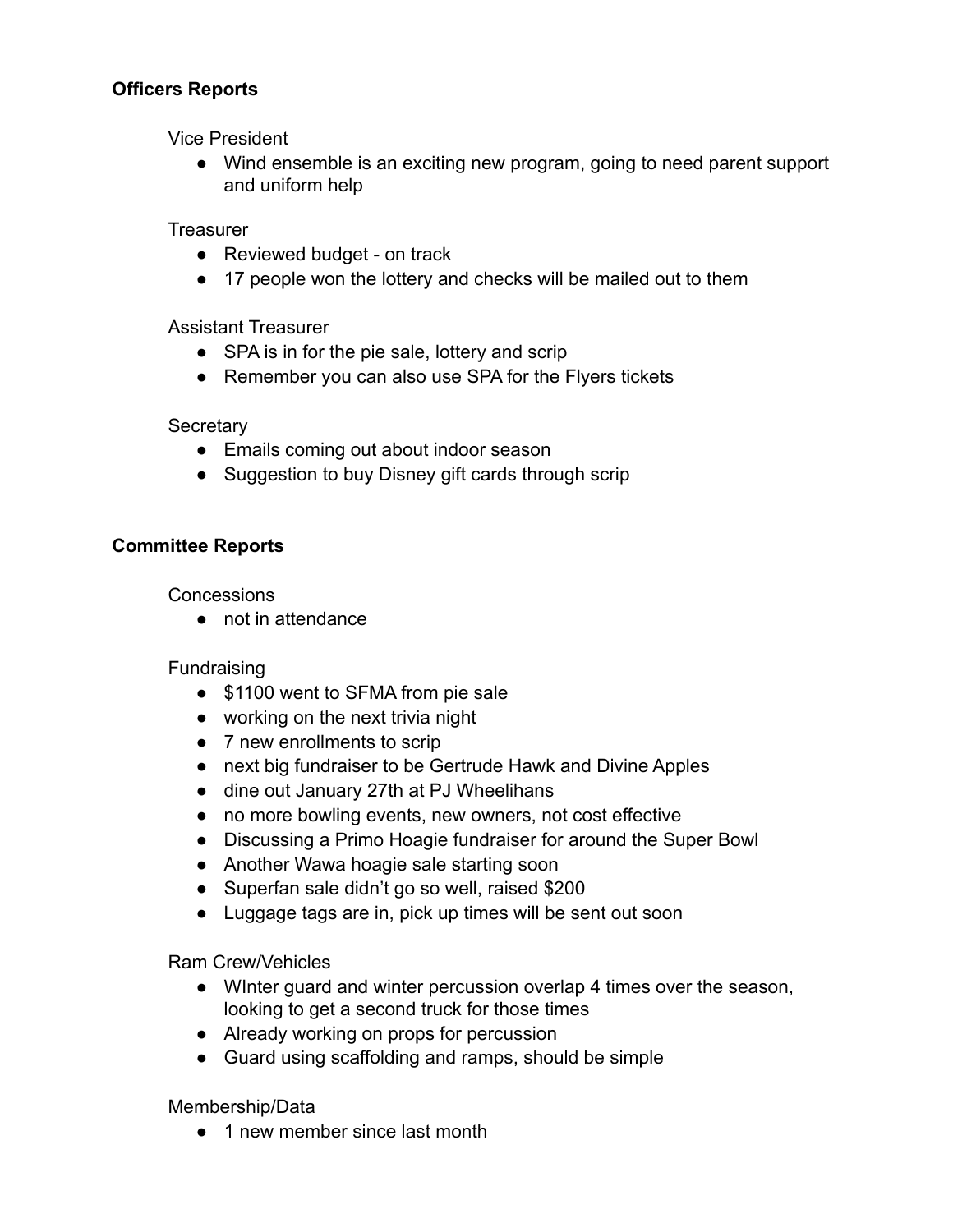**Officers Reports**

Vice President

- Wind ensemble is an exciting new program, going to need parent support and uniform help

Treasurer

- Reviewed budget - on track
- 17 people won the lottery and checks will be mailed out to them

Assistant Treasurer

- SPA is in for the pie sale, lottery and scrip
- Remember you can also use SPA for the Flyers tickets

Secretary

- Emails coming out about indoor season
- Suggestion to buy Disney gift cards through scrip

**Committee Reports**

Concessions

- not in attendance

Fundraising

- $1100 went to SFMA from pie sale
- working on the next trivia night
- 7 new enrollments to scrip
- next big fundraiser to be Gertrude Hawk and Divine Apples
- dine out January 27th at PJ Wheelihans
- no more bowling events, new owners, not cost effective
- Discussing a Primo Hoagie fundraiser for around the Super Bowl
- Another Wawa hoagie sale starting soon
- Superfan sale didn't go so well, raised $200
- Luggage tags are in, pick up times will be sent out soon

Ram Crew/Vehicles

- WInter guard and winter percussion overlap 4 times over the season, looking to get a second truck for those times
- Already working on props for percussion
- Guard using scaffolding and ramps, should be simple

Membership/Data

- 1 new member since last month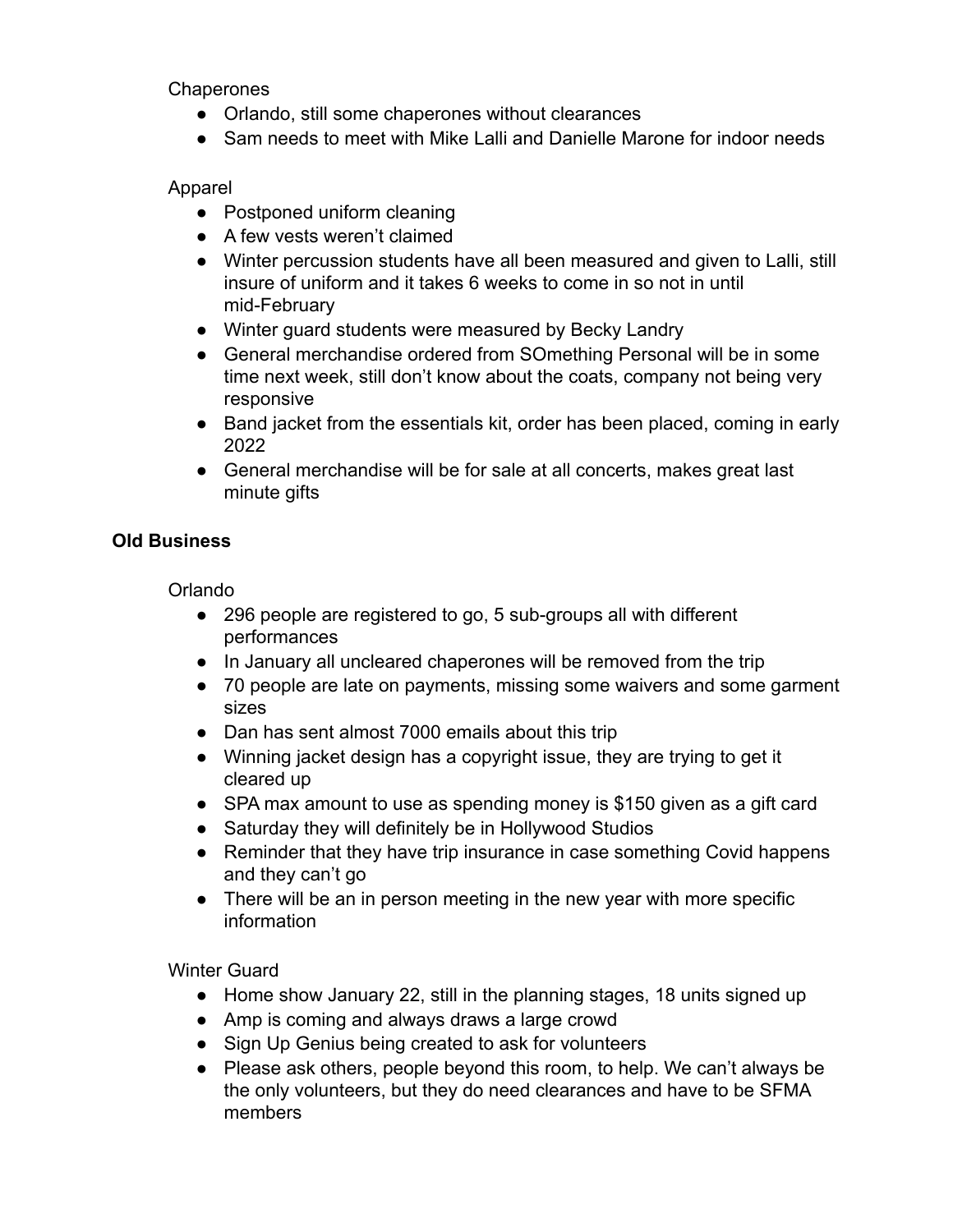Chaperones

- Orlando, still some chaperones without clearances
- Sam needs to meet with Mike Lalli and Danielle Marone for indoor needs

Apparel

- Postponed uniform cleaning
- A few vests weren't claimed
- Winter percussion students have all been measured and given to Lalli, still insure of uniform and it takes 6 weeks to come in so not in until mid-February
- Winter guard students were measured by Becky Landry
- General merchandise ordered from SOmething Personal will be in some time next week, still don't know about the coats, company not being very responsive
- Band jacket from the essentials kit, order has been placed, coming in early 2022
- General merchandise will be for sale at all concerts, makes great last minute gifts

**Old Business**

Orlando

- 296 people are registered to go, 5 sub-groups all with different performances
- In January all uncleared chaperones will be removed from the trip
- 70 people are late on payments, missing some waivers and some garment sizes
- Dan has sent almost 7000 emails about this trip
- Winning jacket design has a copyright issue, they are trying to get it cleared up
- SPA max amount to use as spending money is $150 given as a gift card
- Saturday they will definitely be in Hollywood Studios
- Reminder that they have trip insurance in case something Covid happens and they can't go
- There will be an in person meeting in the new year with more specific information

Winter Guard

- Home show January 22, still in the planning stages, 18 units signed up
- Amp is coming and always draws a large crowd
- Sign Up Genius being created to ask for volunteers
- Please ask others, people beyond this room, to help. We can't always be the only volunteers, but they do need clearances and have to be SFMA members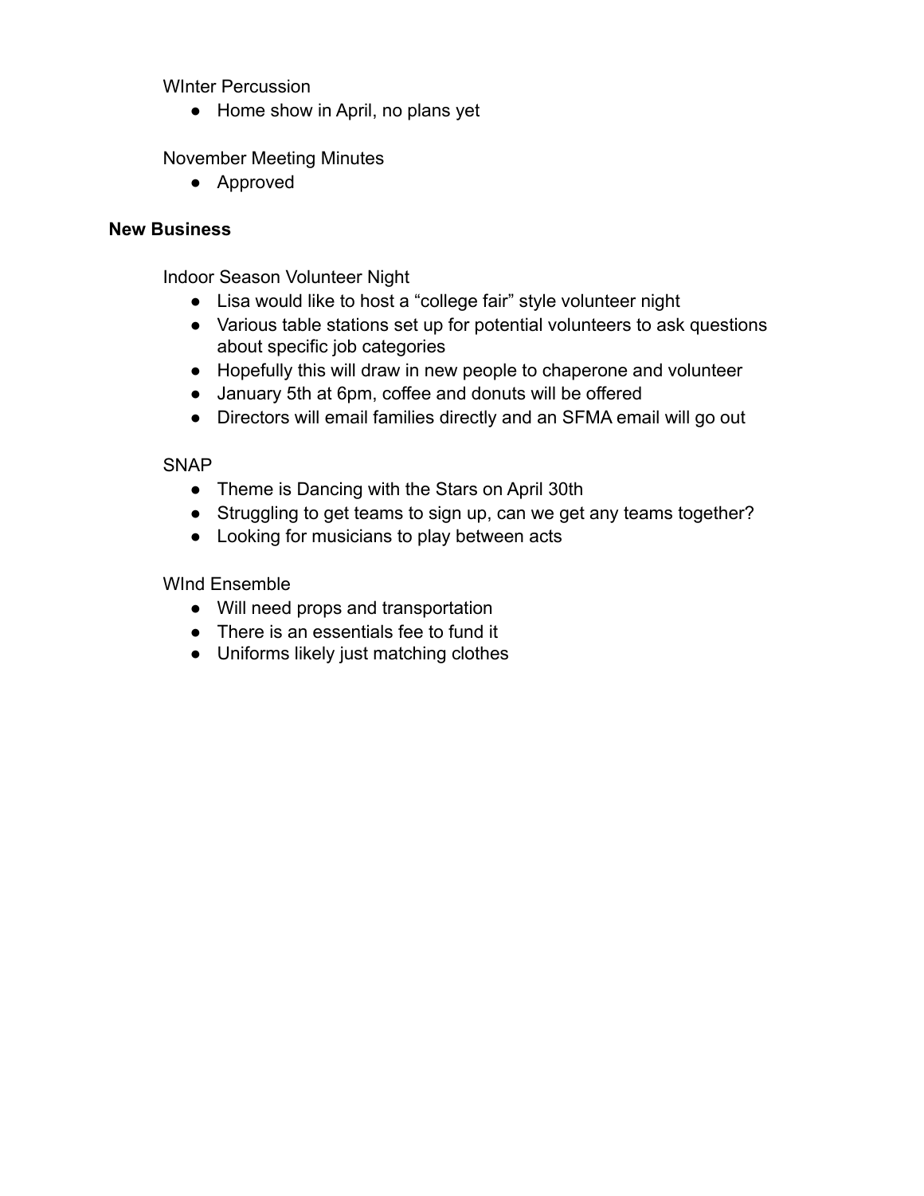WInter Percussion

- Home show in April, no plans yet

November Meeting Minutes

- Approved

**New Business**

Indoor Season Volunteer Night

- Lisa would like to host a "college fair" style volunteer night
- Various table stations set up for potential volunteers to ask questions about specific job categories
- Hopefully this will draw in new people to chaperone and volunteer
- January 5th at 6pm, coffee and donuts will be offered
- Directors will email families directly and an SFMA email will go out

SNAP

- Theme is Dancing with the Stars on April 30th
- Struggling to get teams to sign up, can we get any teams together?
- Looking for musicians to play between acts

WInd Ensemble

- Will need props and transportation
- There is an essentials fee to fund it
- Uniforms likely just matching clothes